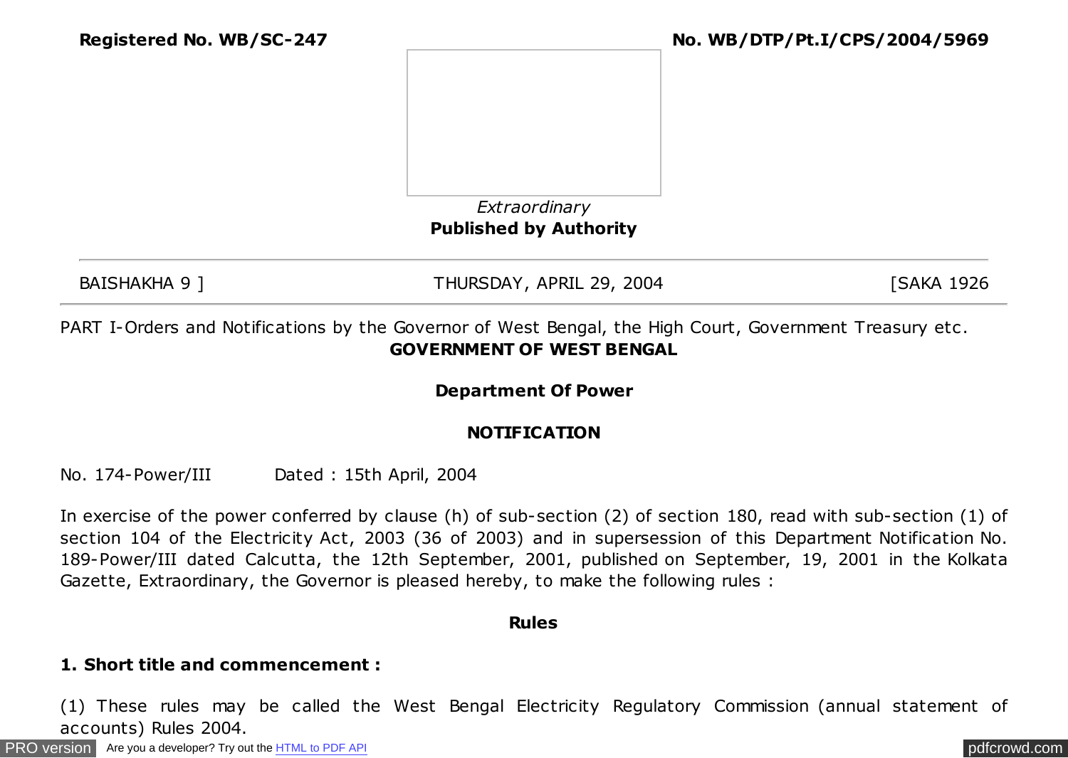**Registered No. WB/SC-247** **No. WB/DTP/Pt.I/CPS/2004/5969**

*Extraordinary*

**Published by Authority**

BAISHAKHA 9 ] THURSDAY, APRIL 29, 2004 [SAKA 1926

PART I-Orders and Notifications by the Governor of West Bengal, the High Court, Government Treasury etc.

**GOVERNMENT OF WEST BENGAL**

**Department Of Power**

**NOTIFICATION**

No. 174-Power/III Dated : 15th April, 2004

In exercise of the power conferred by clause (h) of sub-section (2) of section 180, read with sub-section (1) of section 104 of the Electricity Act, 2003 (36 of 2003) and in supersession of this Department Notification No. 189-Power/III dated Calcutta, the 12th September, 2001, published on September, 19, 2001 in the Kolkata Gazette, Extraordinary, the Governor is pleased hereby, to make the following rules :

**Rules**

**1. Short title and commencement :**

(1) These rules may be called the West Bengal Electricity Regulatory Commission (annual statement of accounts) Rules 2004.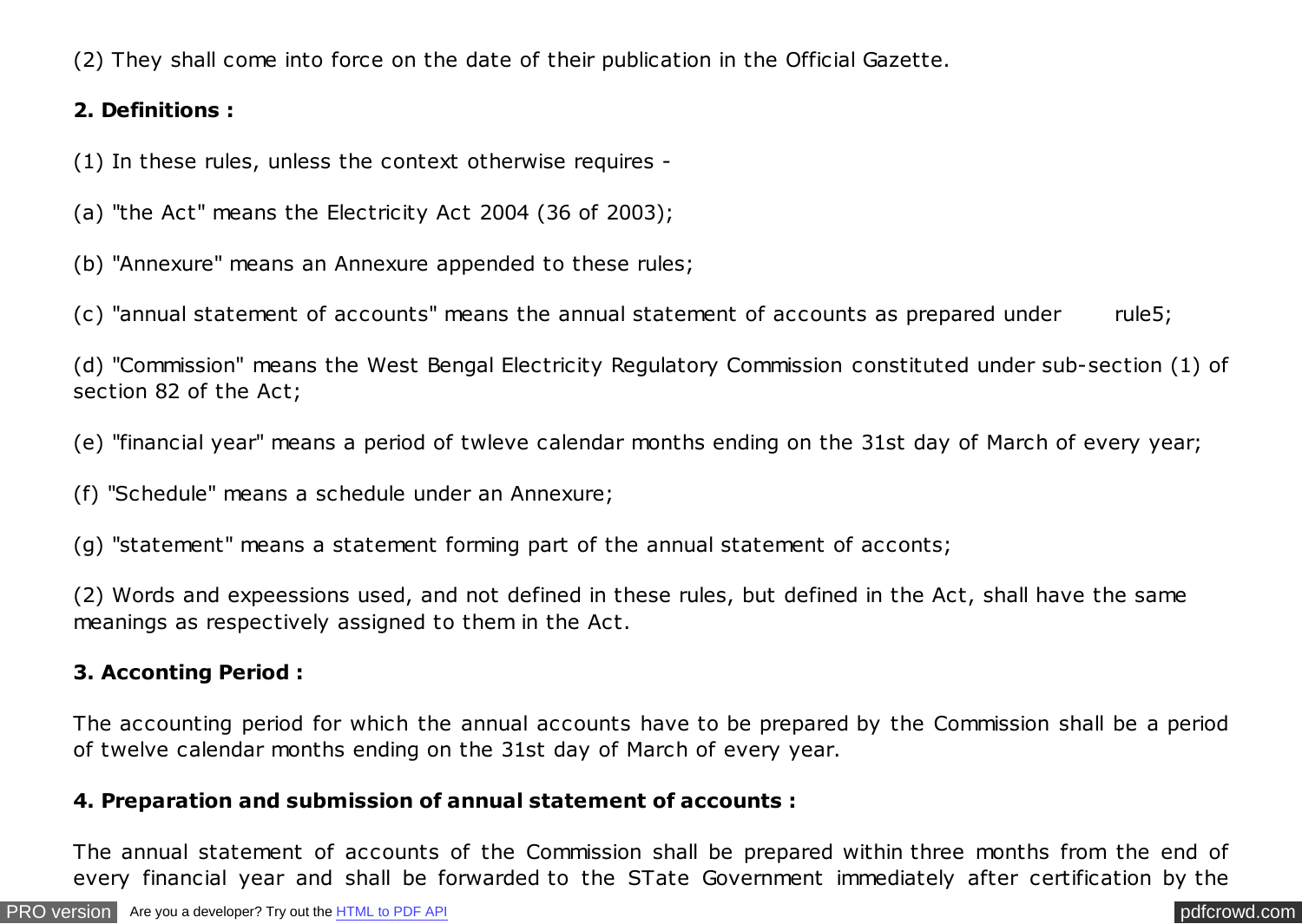(2) They shall come into force on the date of their publication in the Official Gazette.

**2. Definitions :**

(1) In these rules, unless the context otherwise requires -

(a) "the Act" means the Electricity Act 2004 (36 of 2003);

(b) "Annexure" means an Annexure appended to these rules;

(c) "annual statement of accounts" means the annual statement of accounts as prepared under rule5;

(d) "Commission" means the West Bengal Electricity Regulatory Commission constituted under sub-section (1) of section 82 of the Act;

(e) "financial year" means a period of twleve calendar months ending on the 31st day of March of every year;

(f) "Schedule" means a schedule under an Annexure;

(g) "statement" means a statement forming part of the annual statement of acconts;

(2) Words and expeessions used, and not defined in these rules, but defined in the Act, shall have the same meanings as respectively assigned to them in the Act.

**3. Acconting Period :**

The accounting period for which the annual accounts have to be prepared by the Commission shall be a period of twelve calendar months ending on the 31st day of March of every year.

**4. Preparation and submission of annual statement of accounts :**

The annual statement of accounts of the Commission shall be prepared within three months from the end of every financial year and shall be forwarded to the STate Government immediately after certification by the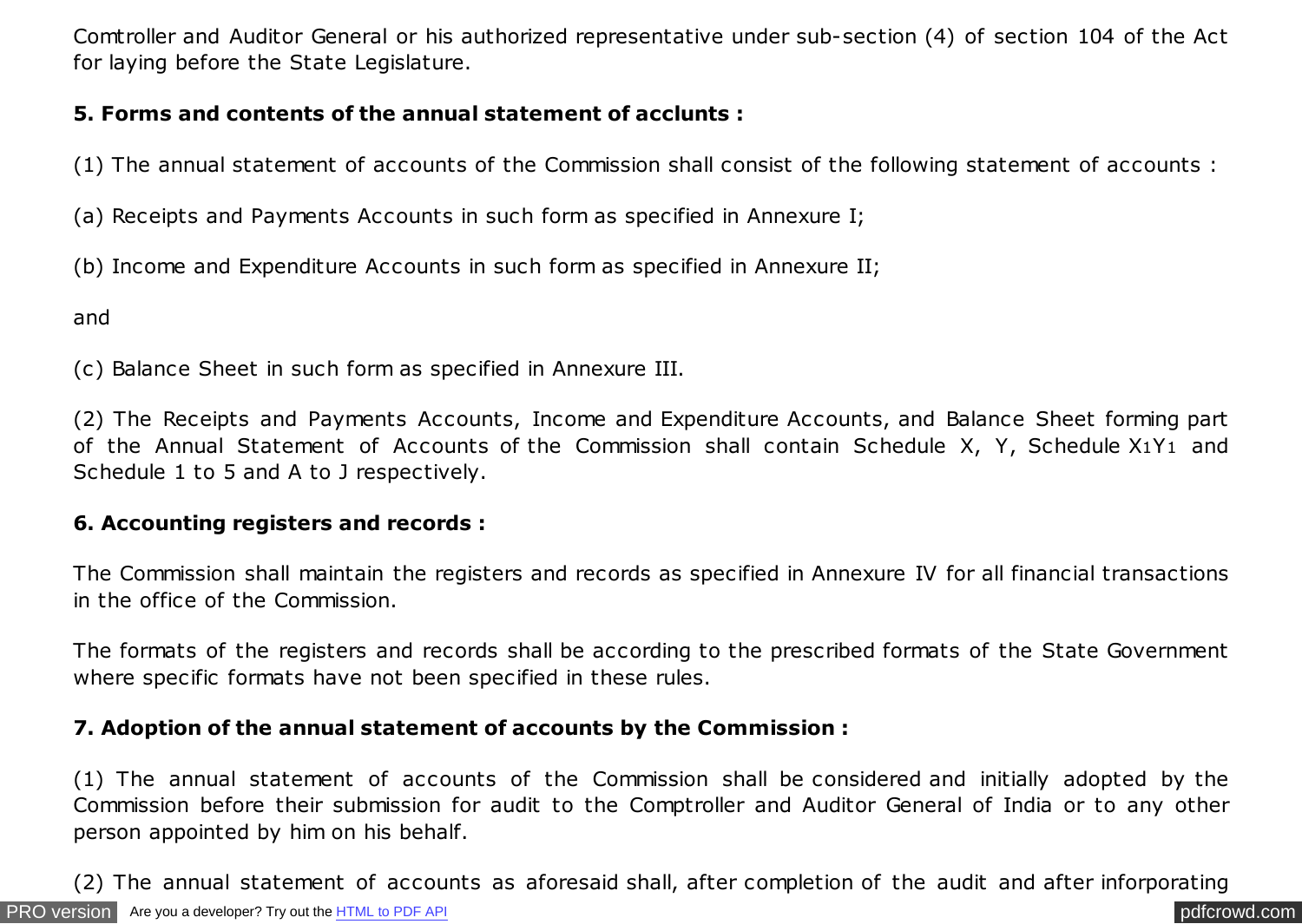Comtroller and Auditor General or his authorized representative under sub-section (4) of section 104 of the Act for laying before the State Legislature.

**5. Forms and contents of the annual statement of acclunts :**

(1) The annual statement of accounts of the Commission shall consist of the following statement of accounts :

(a) Receipts and Payments Accounts in such form as specified in Annexure I;

(b) Income and Expenditure Accounts in such form as specified in Annexure II;

and

(c) Balance Sheet in such form as specified in Annexure III.

(2) The Receipts and Payments Accounts, Income and Expenditure Accounts, and Balance Sheet forming part of the Annual Statement of Accounts of the Commission shall contain Schedule X, Y, Schedule $X_1Y_1$ and Schedule 1 to 5 and A to J respectively.

**6. Accounting registers and records :**

The Commission shall maintain the registers and records as specified in Annexure IV for all financial transactions in the office of the Commission.

The formats of the registers and records shall be according to the prescribed formats of the State Government where specific formats have not been specified in these rules.

**7. Adoption of the annual statement of accounts by the Commission :**

(1) The annual statement of accounts of the Commission shall be considered and initially adopted by the Commission before their submission for audit to the Comptroller and Auditor General of India or to any other person appointed by him on his behalf.

(2) The annual statement of accounts as aforesaid shall, after completion of the audit and after inforporating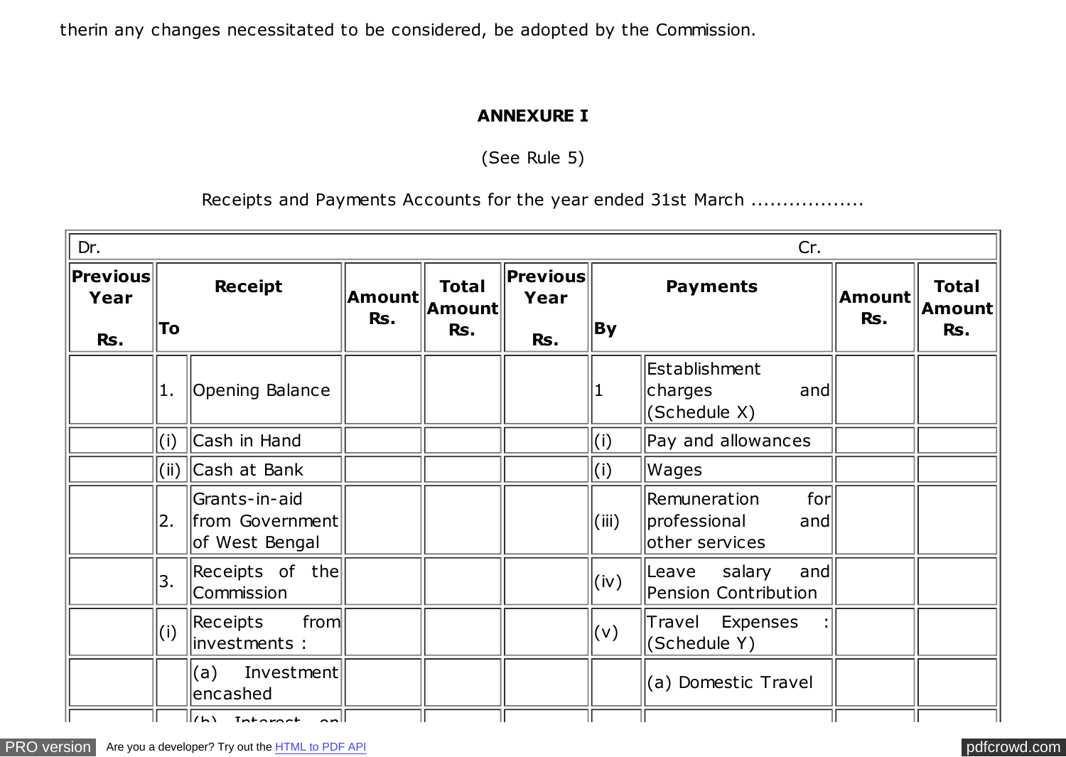therin any changes necessitated to be considered, be adopted by the Commission.

**ANNEXURE I**

(See Rule 5)

Receipts and Payments Accounts for the year ended 31st March .................

| Dr. | | | | | | | | | Cr. | |
|---|---|---|---|---|---|---|---|---|---|---|
| **Previous Year Rs.** | **Receipt To** | | **Amount Rs.** | **Total Amount Rs.** | **Previous Year Rs.** | **Payments By** | | **Amount Rs.** | **Total Amount Rs.** | |
| | 1. | Opening Balance | | | | 1 | Establishment charges and (Schedule X) | | | |
| | (i) | Cash in Hand | | | | (i) | Pay and allowances | | | |
| | (ii) | Cash at Bank | | | | (i) | Wages | | | |
| | 2. | Grants-in-aid from Government of West Bengal | | | | (iii) | Remuneration for professional and other services | | | |
| | 3. | Receipts of the Commission | | | | (iv) | Leave salary and Pension Contribution | | | |
| | (i) | Receipts from investments : | | | | (v) | Travel Expenses : (Schedule Y) | | | |
| | | (a) Investment encashed | | | | | (a) Domestic Travel | | | |
| | | (b) Interest on | | | | | | | | |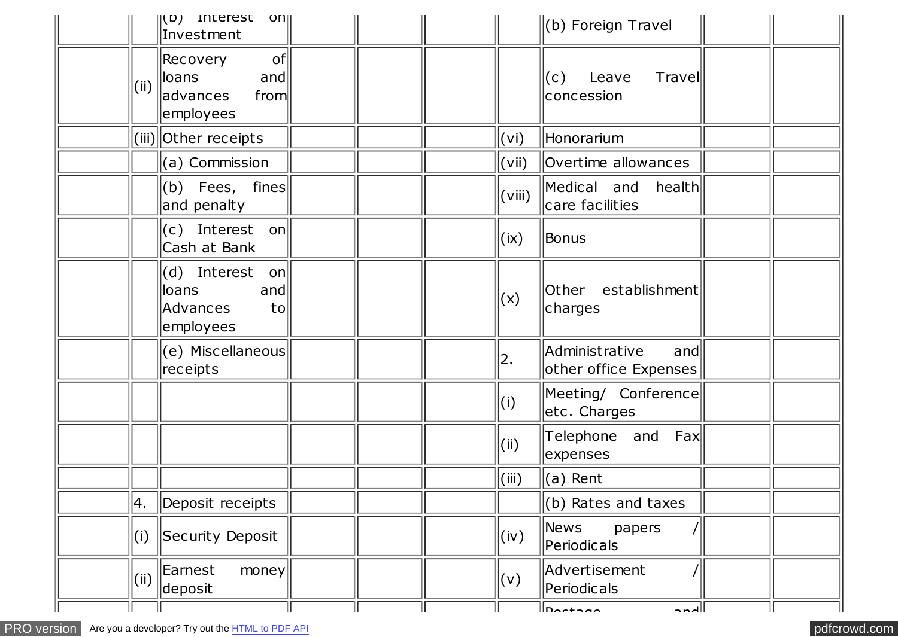| | | | | | | | | |
|---|---|---|---|---|---|---|---|---|
| | | (b) Interest on Investment | | | | (b) Foreign Travel | | |
| | (ii) | Recovery of loans and advances from employees | | | | (c) Leave Travel concession | | |
| | (iii) | Other receipts | | | (vi) | Honorarium | | |
| | | (a) Commission | | | (vii) | Overtime allowances | | |
| | | (b) Fees, fines and penalty | | | (viii) | Medical and health care facilities | | |
| | | (c) Interest on Cash at Bank | | | (ix) | Bonus | | |
| | | (d) Interest on loans and Advances to employees | | | (x) | Other establishment charges | | |
| | | (e) Miscellaneous receipts | | | 2. | Administrative and other office Expenses | | |
| | | | | | (i) | Meeting/ Conference etc. Charges | | |
| | | | | | (ii) | Telephone and Fax expenses | | |
| | | | | | (iii) | (a) Rent | | |
| | 4. | Deposit receipts | | | | (b) Rates and taxes | | |
| | (i) | Security Deposit | | | (iv) | News papers / Periodicals | | |
| | (ii) | Earnest money deposit | | | (v) | Advertisement / Periodicals | | |
| | | | | | | Postage and | | |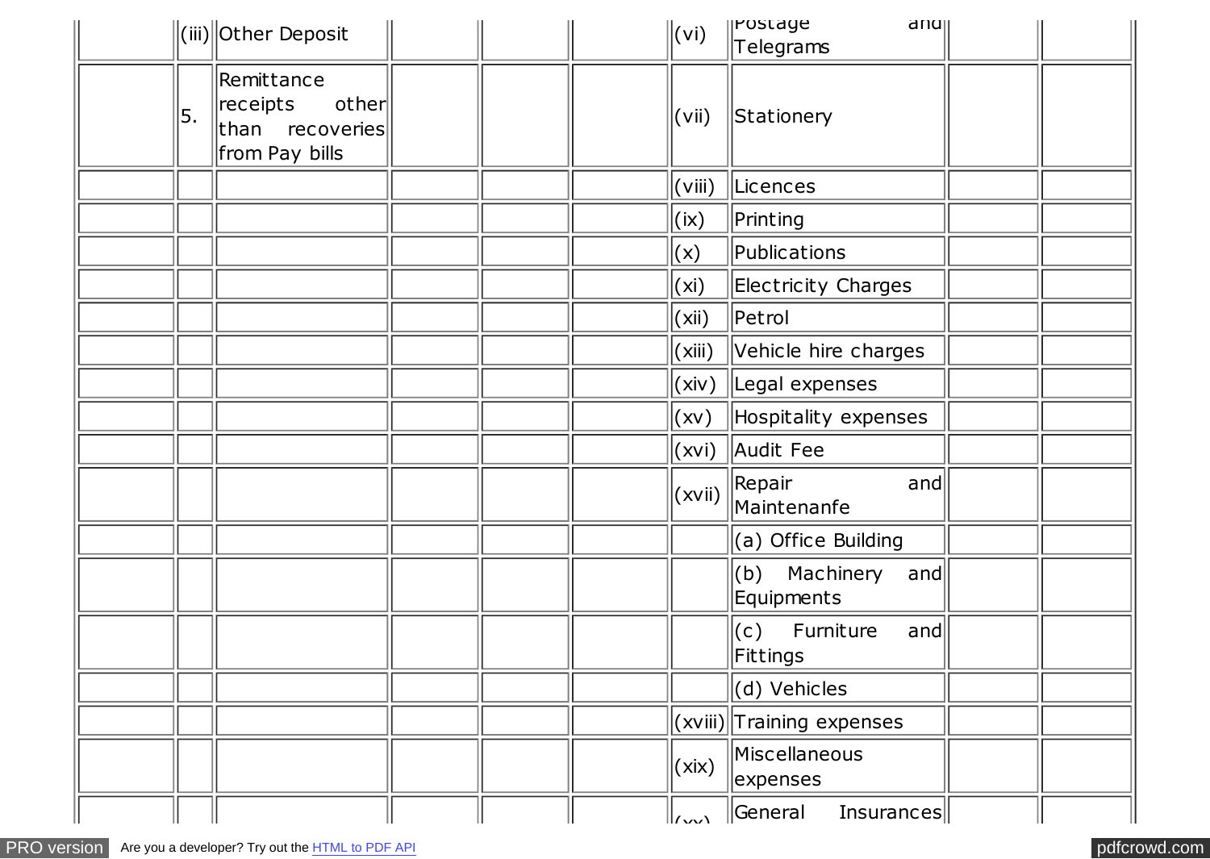| | | | | | | | | |
|---|---|---|---|---|---|---|---|---|
| | (iii) | Other Deposit | | | | (vi) | Postage and Telegrams | | |
| | 5. | Remittance receipts other than recoveries from Pay bills | | | | (vii) | Stationery | | |
| | | | | | | (viii) | Licences | | |
| | | | | | | (ix) | Printing | | |
| | | | | | | (x) | Publications | | |
| | | | | | | (xi) | Electricity Charges | | |
| | | | | | | (xii) | Petrol | | |
| | | | | | | (xiii) | Vehicle hire charges | | |
| | | | | | | (xiv) | Legal expenses | | |
| | | | | | | (xv) | Hospitality expenses | | |
| | | | | | | (xvi) | Audit Fee | | |
| | | | | | | (xvii) | Repair and Maintenanfe | | |
| | | | | | | | (a) Office Building | | |
| | | | | | | | (b) Machinery and Equipments | | |
| | | | | | | | (c) Furniture and Fittings | | |
| | | | | | | | (d) Vehicles | | |
| | | | | | | (xviii) | Training expenses | | |
| | | | | | | (xix) | Miscellaneous expenses | | |
| | | | | | | (xx) | General Insurances | | |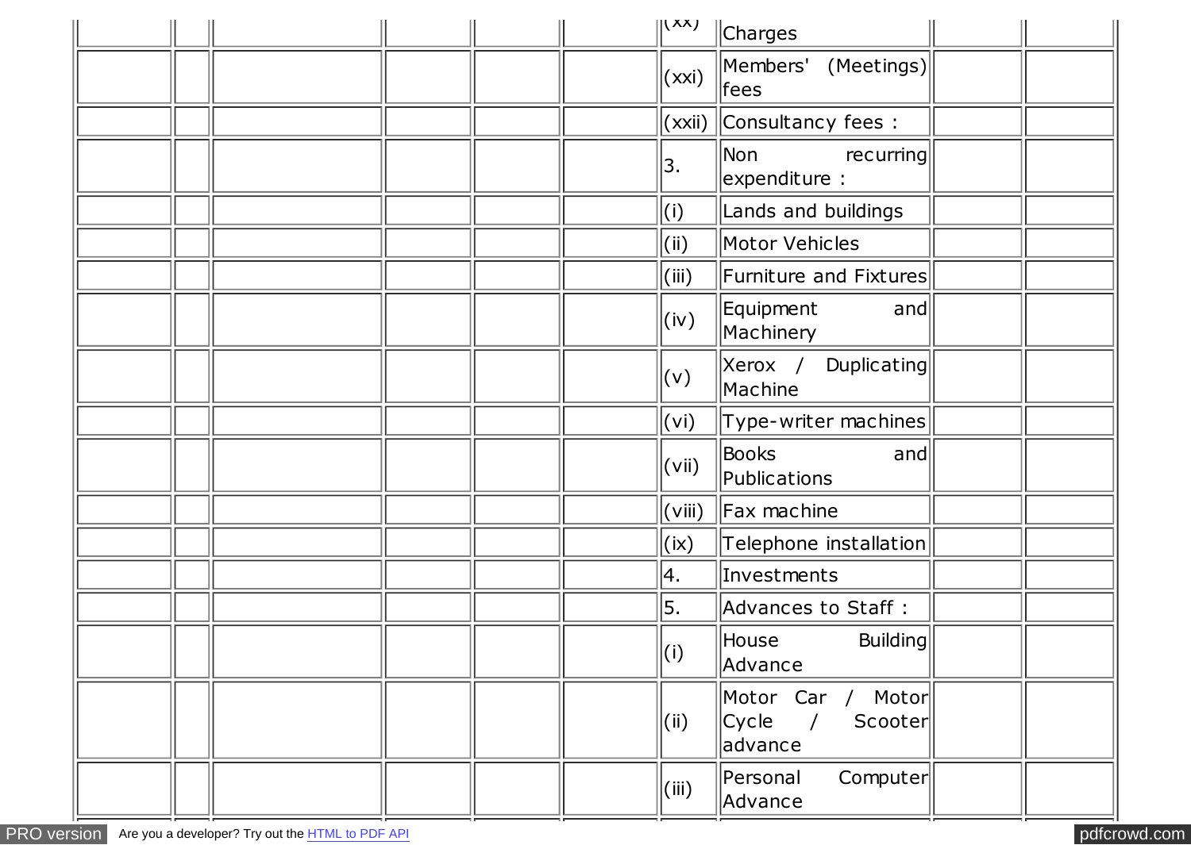| | | | | | | | | | |
|---|---|---|---|---|---|---|---|---|---|
| | | | | | | (xx) | Charges | | |
| | | | | | | (xxi) | Members' (Meetings) fees | | |
| | | | | | | (xxii) | Consultancy fees : | | |
| | | | | | | 3. | Non recurring expenditure : | | |
| | | | | | | (i) | Lands and buildings | | |
| | | | | | | (ii) | Motor Vehicles | | |
| | | | | | | (iii) | Furniture and Fixtures | | |
| | | | | | | (iv) | Equipment and Machinery | | |
| | | | | | | (v) | Xerox / Duplicating Machine | | |
| | | | | | | (vi) | Type-writer machines | | |
| | | | | | | (vii) | Books and Publications | | |
| | | | | | | (viii) | Fax machine | | |
| | | | | | | (ix) | Telephone installation | | |
| | | | | | | 4. | Investments | | |
| | | | | | | 5. | Advances to Staff : | | |
| | | | | | | (i) | House Building Advance | | |
| | | | | | | (ii) | Motor Car / Motor Cycle / Scooter advance | | |
| | | | | | | (iii) | Personal Computer Advance | | |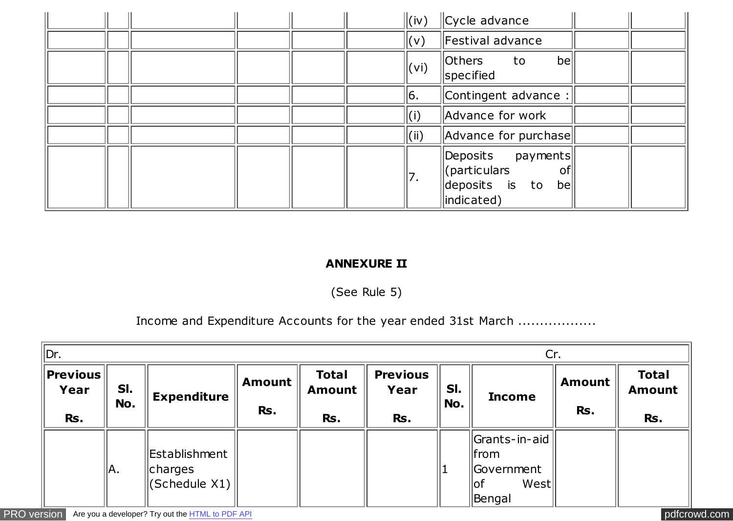| | | | | | | | | | |
|---|---|---|---|---|---|---|---|---|---|
| | | | | | | (iv) | Cycle advance | | |
| | | | | | | (v) | Festival advance | | |
| | | | | | | (vi) | Others to be specified | | |
| | | | | | | 6. | Contingent advance : | | |
| | | | | | | (i) | Advance for work | | |
| | | | | | | (ii) | Advance for purchase | | |
| | | | | | | 7. | Deposits payments (particulars of deposits is to be indicated) | | |

## ANNEXURE II

(See Rule 5)

Income and Expenditure Accounts for the year ended 31st March .................

| Dr. | | | | | | | Cr. | | |
|---|---|---|---|---|---|---|---|---|---|
| **Previous Year Rs.** | **Sl. No.** | **Expenditure** | **Amount Rs.** | **Total Amount Rs.** | **Previous Year Rs.** | **Sl. No.** | **Income** | **Amount Rs.** | **Total Amount Rs.** |
| | A. | Establishment charges (Schedule X1) | | | | 1 | Grants-in-aid from Government of West Bengal | | |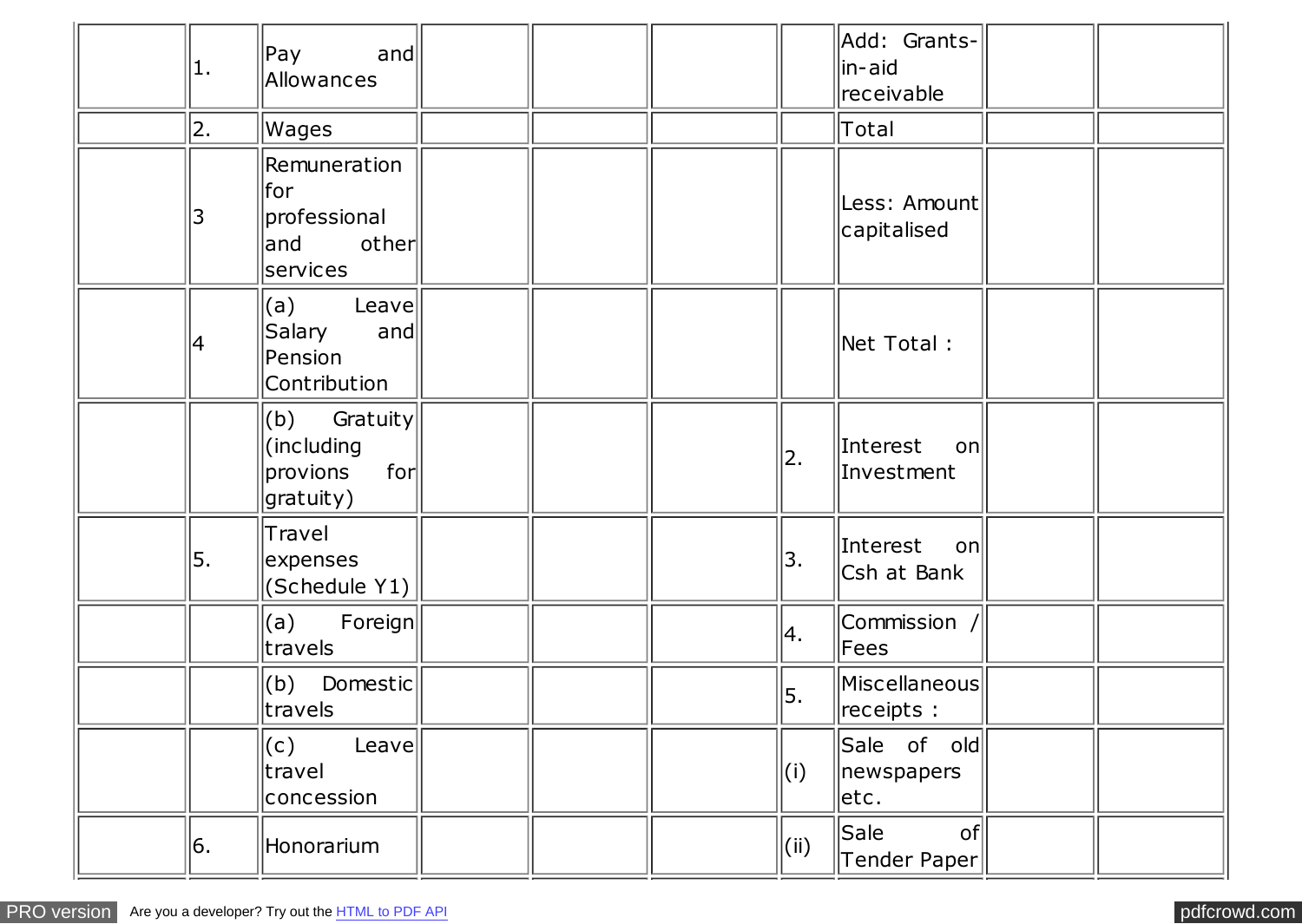| | | | | | | | | | |
|---|---|---|---|---|---|---|---|---|---|
| | 1. | Pay and Allowances | | | | | Add: Grants-in-aid receivable | | |
| | 2. | Wages | | | | | Total | | |
| | 3 | Remuneration for professional and other services | | | | | Less: Amount capitalised | | |
| | 4 | (a) Leave Salary and Pension Contribution | | | | | Net Total : | | |
| | | (b) Gratuity (including provions for gratuity) | | | | 2. | Interest on Investment | | |
| | 5. | Travel expenses (Schedule Y1) | | | | 3. | Interest on Csh at Bank | | |
| | | (a) Foreign travels | | | | 4. | Commission / Fees | | |
| | | (b) Domestic travels | | | | 5. | Miscellaneous receipts : | | |
| | | (c) Leave travel concession | | | | (i) | Sale of old newspapers etc. | | |
| | 6. | Honorarium | | | | (ii) | Sale of Tender Paper | | |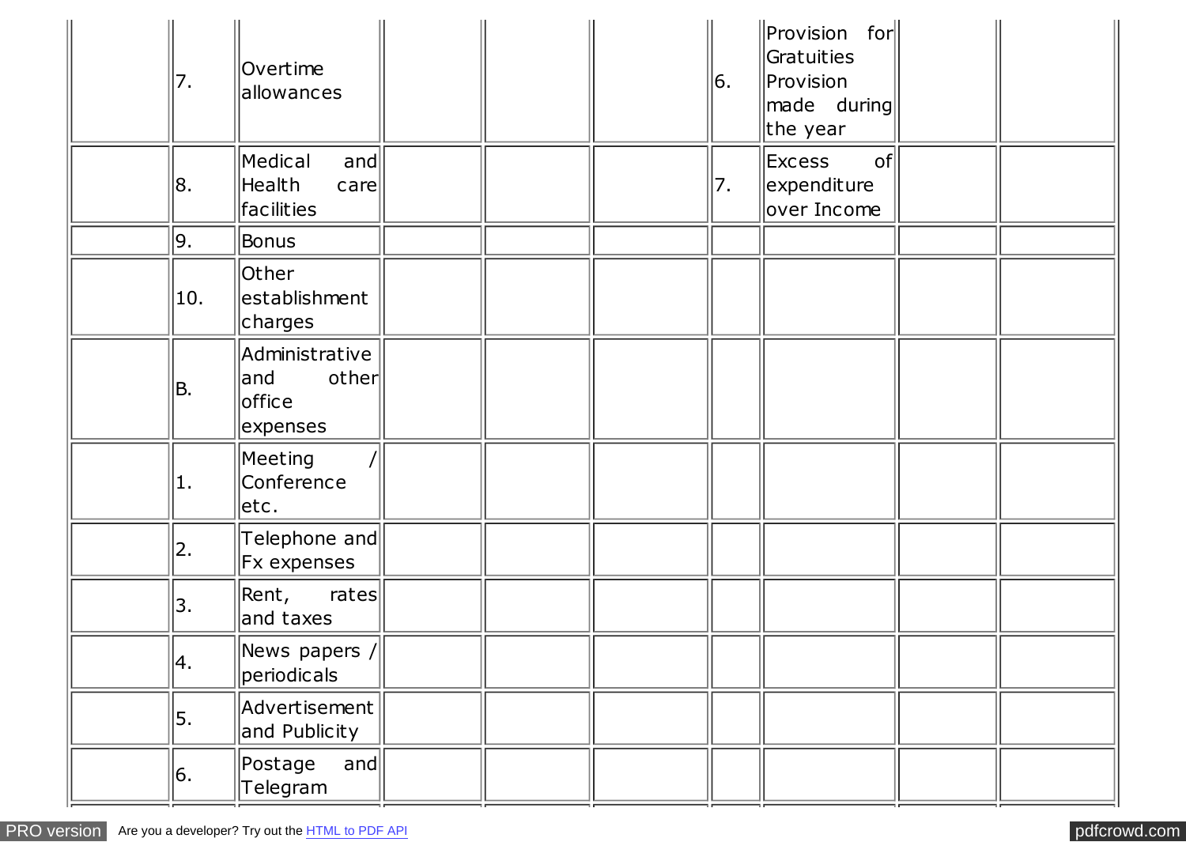| | | | | | | | | | |
|---|---|---|---|---|---|---|---|---|---|
| | 7. | Overtime allowances | | | | 6. | Provision for Gratuities Provision made during the year | | |
| | 8. | Medical and Health care facilities | | | | 7. | Excess of expenditure over Income | | |
| | 9. | Bonus | | | | | | | |
| | 10. | Other establishment charges | | | | | | | |
| | B. | Administrative and other office expenses | | | | | | | |
| | 1. | Meeting / Conference etc. | | | | | | | |
| | 2. | Telephone and Fx expenses | | | | | | | |
| | 3. | Rent, rates and taxes | | | | | | | |
| | 4. | News papers / periodicals | | | | | | | |
| | 5. | Advertisement and Publicity | | | | | | | |
| | 6. | Postage and Telegram | | | | | | | |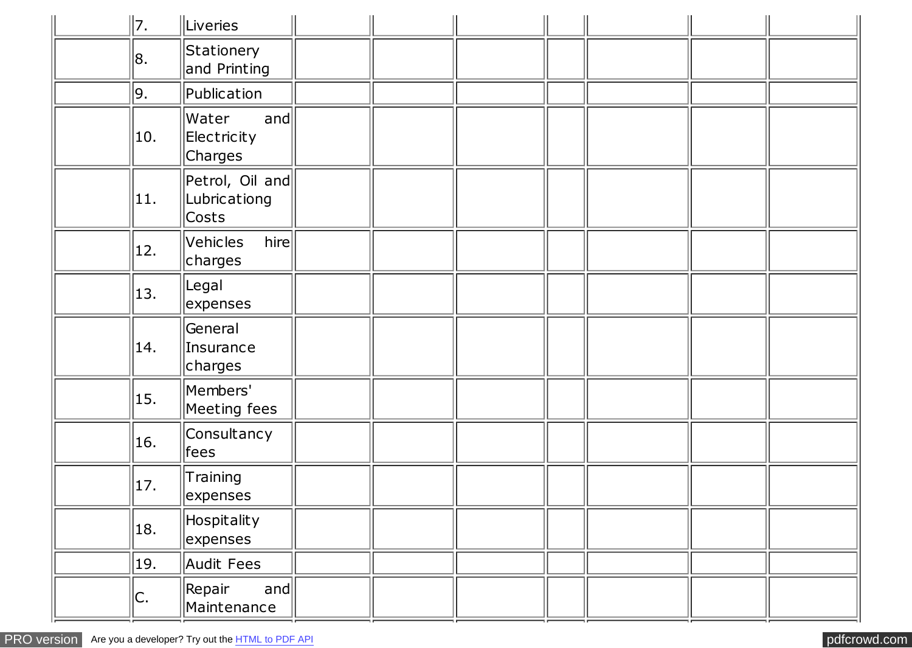| | | | | | | | | | |
|---|---|---|---|---|---|---|---|---|---|
| | 7. | Liveries | | | | | | | |
| | 8. | Stationery and Printing | | | | | | | |
| | 9. | Publication | | | | | | | |
| | 10. | Water and Electricity Charges | | | | | | | |
| | 11. | Petrol, Oil and Lubricationg Costs | | | | | | | |
| | 12. | Vehicles hire charges | | | | | | | |
| | 13. | Legal expenses | | | | | | | |
| | 14. | General Insurance charges | | | | | | | |
| | 15. | Members' Meeting fees | | | | | | | |
| | 16. | Consultancy fees | | | | | | | |
| | 17. | Training expenses | | | | | | | |
| | 18. | Hospitality expenses | | | | | | | |
| | 19. | Audit Fees | | | | | | | |
| | C. | Repair and Maintenance | | | | | | | |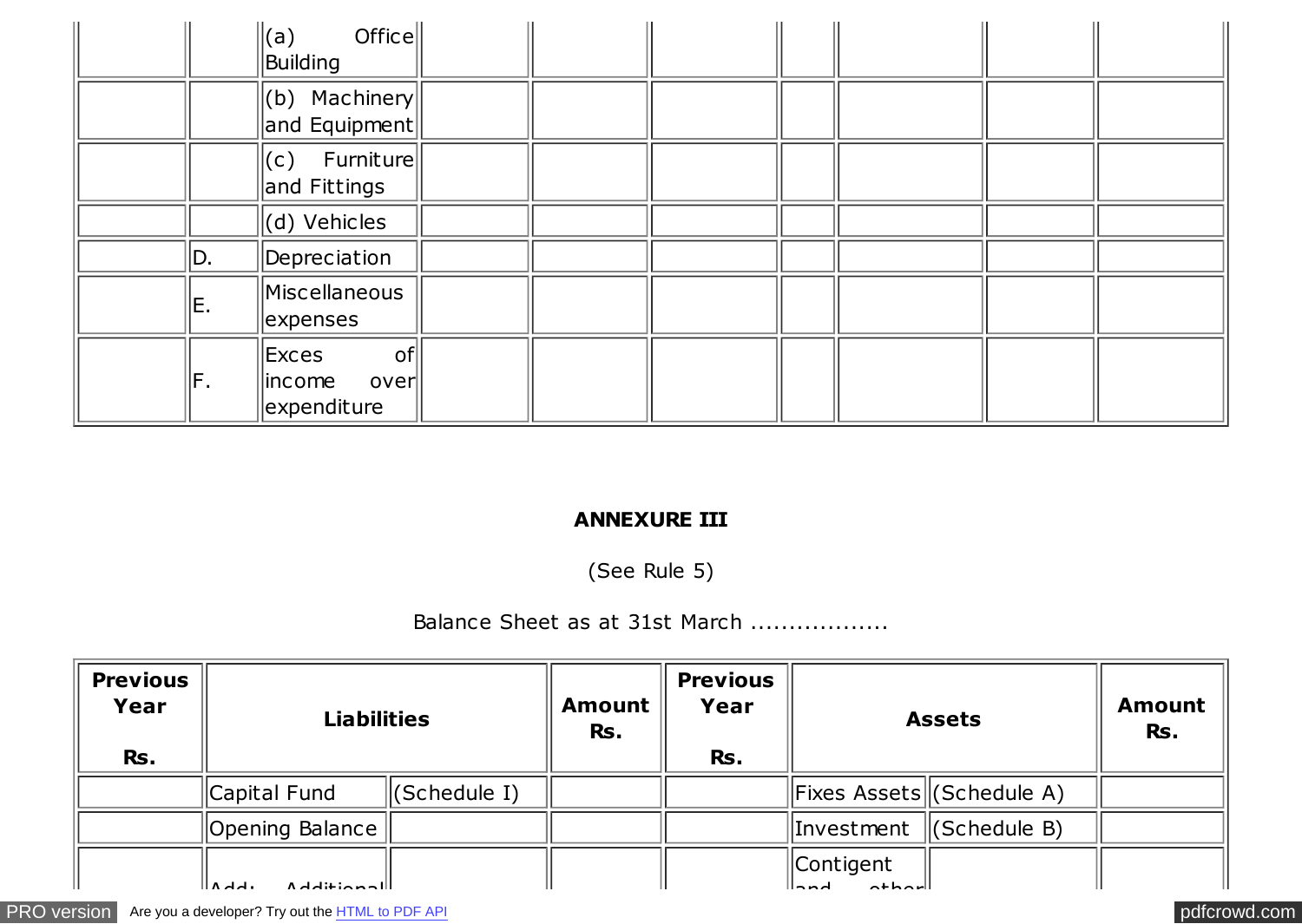| | | | | | | | | |
|---|---|---|---|---|---|---|---|---|
| | | (a) Office Building | | | | | | |
| | | (b) Machinery and Equipment | | | | | | |
| | | (c) Furniture and Fittings | | | | | | |
| | | (d) Vehicles | | | | | | |
| | D. | Depreciation | | | | | | |
| | E. | Miscellaneous expenses | | | | | | |
| | F. | Exces of income over expenditure | | | | | | |

**ANNEXURE III**

(See Rule 5)

Balance Sheet as at 31st March .................

| **Previous Year Rs.** | **Liabilities** | | **Amount Rs.** | **Previous Year Rs.** | **Assets** | | **Amount Rs.** |
|---|---|---|---|---|---|---|---|
| | Capital Fund | (Schedule I) | | | Fixes Assets | (Schedule A) | |
| | Opening Balance | | | | Investment | (Schedule B) | |
| | Add: Additional | | | | Contigent and other | | |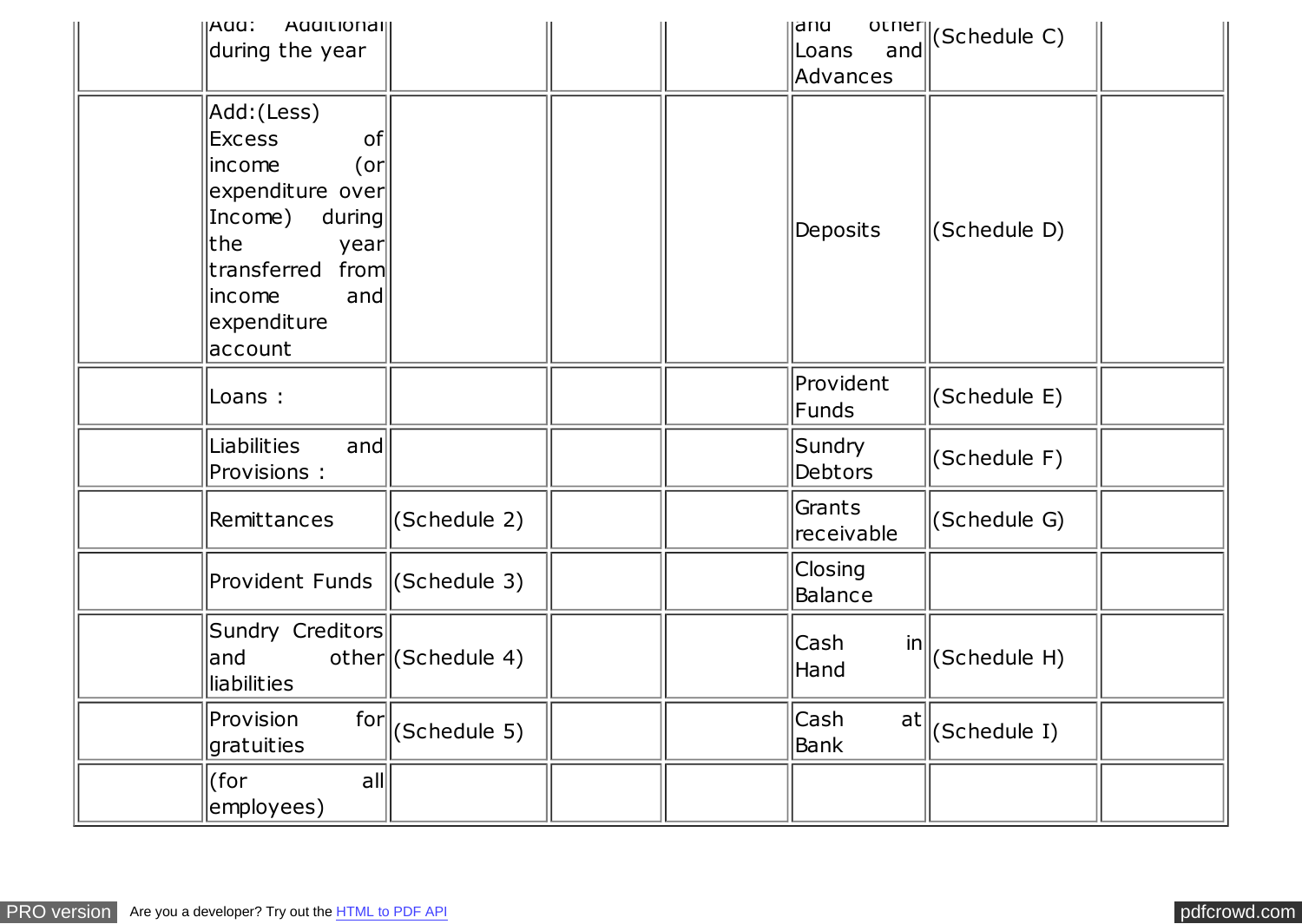| | Add: Additional during the year | | | | and other Loans and Advances | (Schedule C) | |
|---|---|---|---|---|---|---|---|
| | Add:(Less) Excess of income (or expenditure over Income) during the year transferred from income and expenditure account | | | | Deposits | (Schedule D) | |
| | Loans : | | | | Provident Funds | (Schedule E) | |
| | Liabilities and Provisions : | | | | Sundry Debtors | (Schedule F) | |
| | Remittances | (Schedule 2) | | | Grants receivable | (Schedule G) | |
| | Provident Funds | (Schedule 3) | | | Closing Balance | | |
| | Sundry Creditors and other liabilities | (Schedule 4) | | | Cash in Hand | (Schedule H) | |
| | Provision for gratuities | (Schedule 5) | | | Cash at Bank | (Schedule I) | |
| | (for all employees) | | | | | | |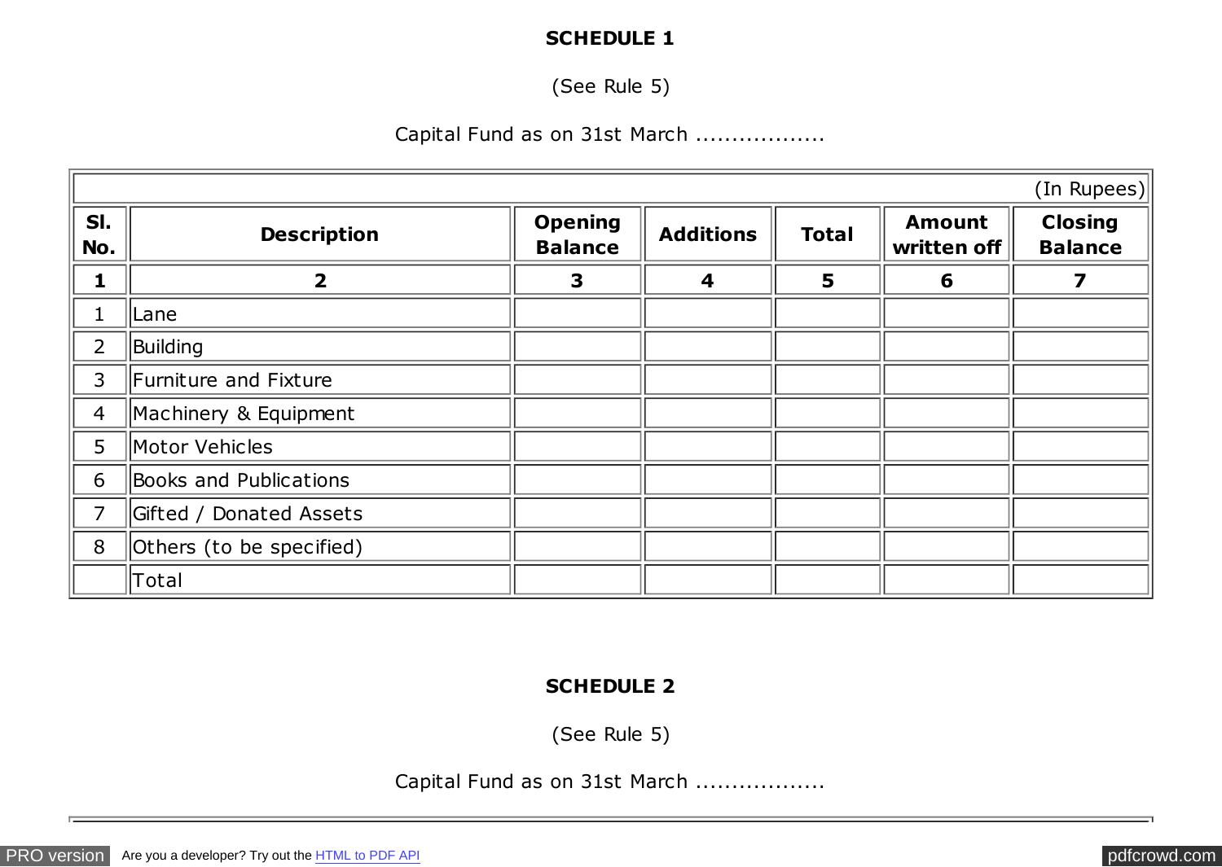**SCHEDULE 1**

(See Rule 5)

Capital Fund as on 31st March .................

(In Rupees)

| Sl. No. | Description | Opening Balance | Additions | Total | Amount written off | Closing Balance |
|---|---|---|---|---|---|---|
| **1** | **2** | **3** | **4** | **5** | **6** | **7** |
| 1 | Lane | | | | | |
| 2 | Building | | | | | |
| 3 | Furniture and Fixture | | | | | |
| 4 | Machinery & Equipment | | | | | |
| 5 | Motor Vehicles | | | | | |
| 6 | Books and Publications | | | | | |
| 7 | Gifted / Donated Assets | | | | | |
| 8 | Others (to be specified) | | | | | |
| | Total | | | | | |

**SCHEDULE 2**

(See Rule 5)

Capital Fund as on 31st March .................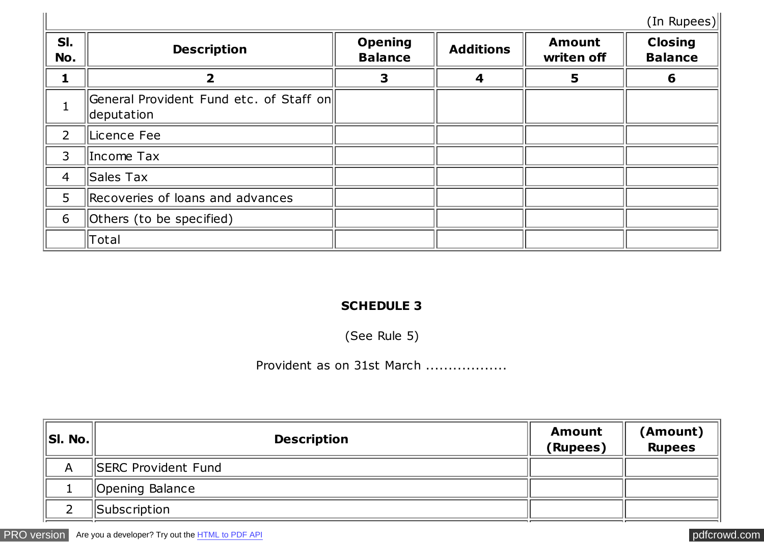(In Rupees)

| Sl. No. | Description | Opening Balance | Additions | Amount writen off | Closing Balance |
|---|---|---|---|---|---|
| 1 | 2 | 3 | 4 | 5 | 6 |
| 1 | General Provident Fund etc. of Staff on deputation | | | | |
| 2 | Licence Fee | | | | |
| 3 | Income Tax | | | | |
| 4 | Sales Tax | | | | |
| 5 | Recoveries of loans and advances | | | | |
| 6 | Others (to be specified) | | | | |
| | Total | | | | |

## SCHEDULE 3

(See Rule 5)

Provident as on 31st March ..................

| Sl. No. | Description | Amount (Rupees) | (Amount) Rupees |
|---|---|---|---|
| A | SERC Provident Fund | | |
| 1 | Opening Balance | | |
| 2 | Subscription | | |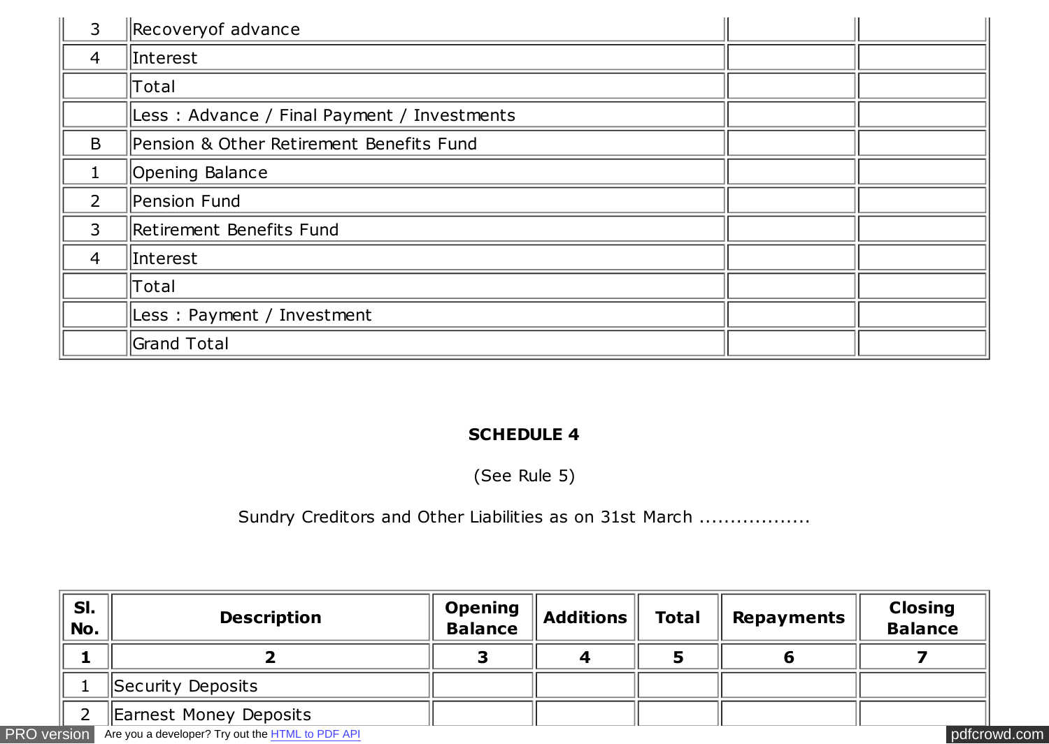| | | | |
|---|---|---|---|
| 3 | Recoveryof advance | | |
| 4 | Interest | | |
| | Total | | |
| | Less : Advance / Final Payment / Investments | | |
| B | Pension & Other Retirement Benefits Fund | | |
| 1 | Opening Balance | | |
| 2 | Pension Fund | | |
| 3 | Retirement Benefits Fund | | |
| 4 | Interest | | |
| | Total | | |
| | Less : Payment / Investment | | |
| | Grand Total | | |

**SCHEDULE 4**

(See Rule 5)

Sundry Creditors and Other Liabilities as on 31st March .................

| Sl. No. | Description | Opening Balance | Additions | Total | Repayments | Closing Balance |
|---|---|---|---|---|---|---|
| **1** | **2** | **3** | **4** | **5** | **6** | **7** |
| 1 | Security Deposits | | | | | |
| 2 | Earnest Money Deposits | | | | | |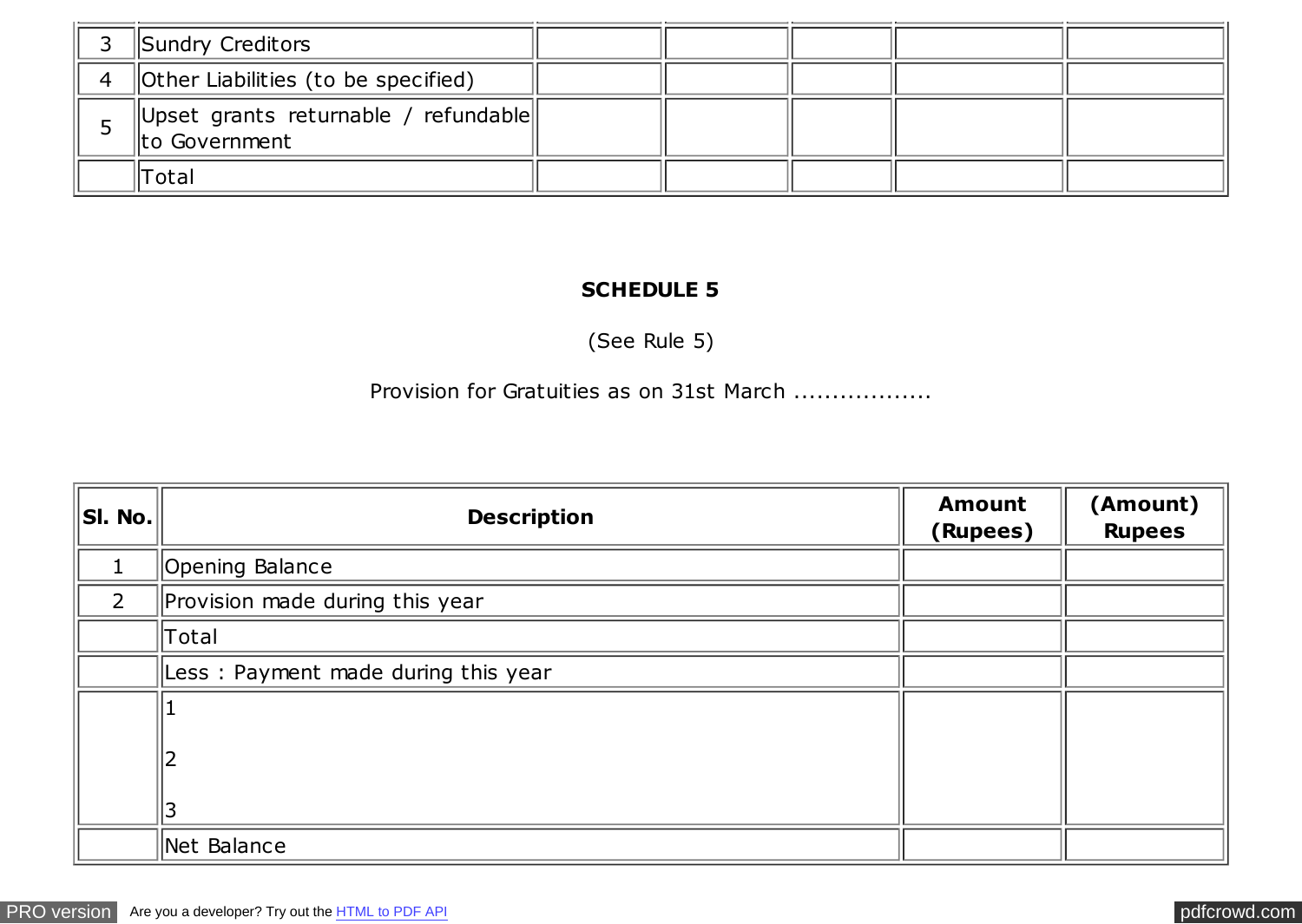| | | | | | | |
|---|---|---|---|---|---|---|
| 3 | Sundry Creditors | | | | | |
| 4 | Other Liabilities (to be specified) | | | | | |
| 5 | Upset grants returnable / refundable to Government | | | | | |
| | Total | | | | | |

**SCHEDULE 5**

(See Rule 5)

Provision for Gratuities as on 31st March .................

| Sl. No. | Description | Amount (Rupees) | (Amount) Rupees |
|---|---|---|---|
| 1 | Opening Balance | | |
| 2 | Provision made during this year | | |
| | Total | | |
| | Less : Payment made during this year | | |
| | 1<br><br>2<br><br>3 | | |
| | Net Balance | | |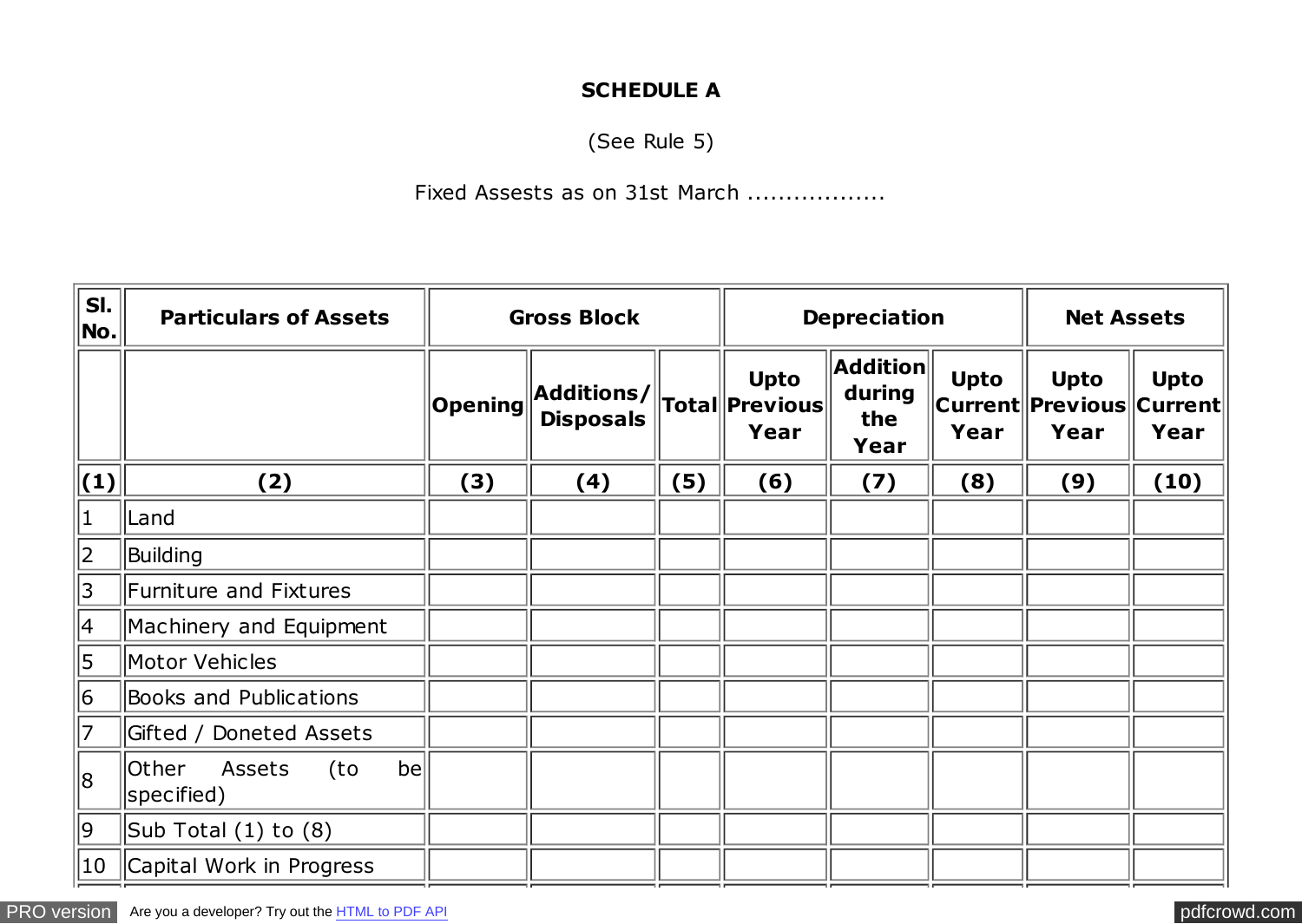**SCHEDULE A**

(See Rule 5)

Fixed Assests as on 31st March .................

| Sl. No. | Particulars of Assets | Gross Block | | | Depreciation | | | Net Assets | |
|---|---|---|---|---|---|---|---|---|---|
| | | Opening | Additions/ Disposals | Total | Upto Previous Year | Addition during the Year | Upto Current Year | Upto Previous Year | Upto Current Year |
| (1) | (2) | (3) | (4) | (5) | (6) | (7) | (8) | (9) | (10) |
| 1 | Land | | | | | | | | |
| 2 | Building | | | | | | | | |
| 3 | Furniture and Fixtures | | | | | | | | |
| 4 | Machinery and Equipment | | | | | | | | |
| 5 | Motor Vehicles | | | | | | | | |
| 6 | Books and Publications | | | | | | | | |
| 7 | Gifted / Doneted Assets | | | | | | | | |
| 8 | Other Assets (to be specified) | | | | | | | | |
| 9 | Sub Total (1) to (8) | | | | | | | | |
| 10 | Capital Work in Progress | | | | | | | | |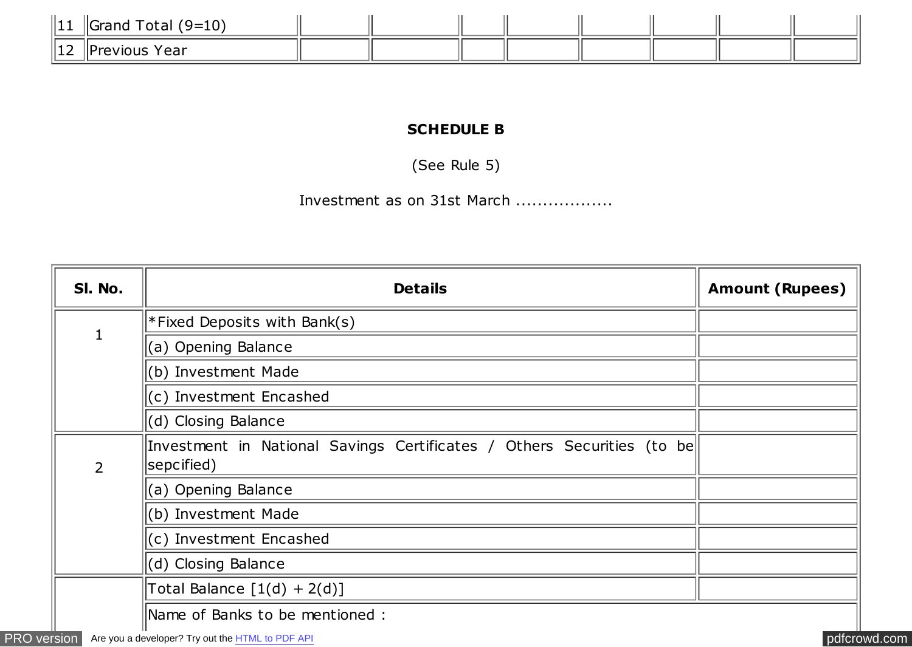| 11 | Grand Total (9=10) | | | | | | | | |
|---|---|---|---|---|---|---|---|---|---|
| 12 | Previous Year | | | | | | | | |

**SCHEDULE B**

(See Rule 5)

Investment as on 31st March .................

| Sl. No. | Details | Amount (Rupees) |
|---|---|---|
| 1 | *Fixed Deposits with Bank(s) | |
| | (a) Opening Balance | |
| | (b) Investment Made | |
| | (c) Investment Encashed | |
| | (d) Closing Balance | |
| 2 | Investment in National Savings Certificates / Others Securities (to be sepcified) | |
| | (a) Opening Balance | |
| | (b) Investment Made | |
| | (c) Investment Encashed | |
| | (d) Closing Balance | |
| | Total Balance [1(d) + 2(d)] | |
| | Name of Banks to be mentioned : | |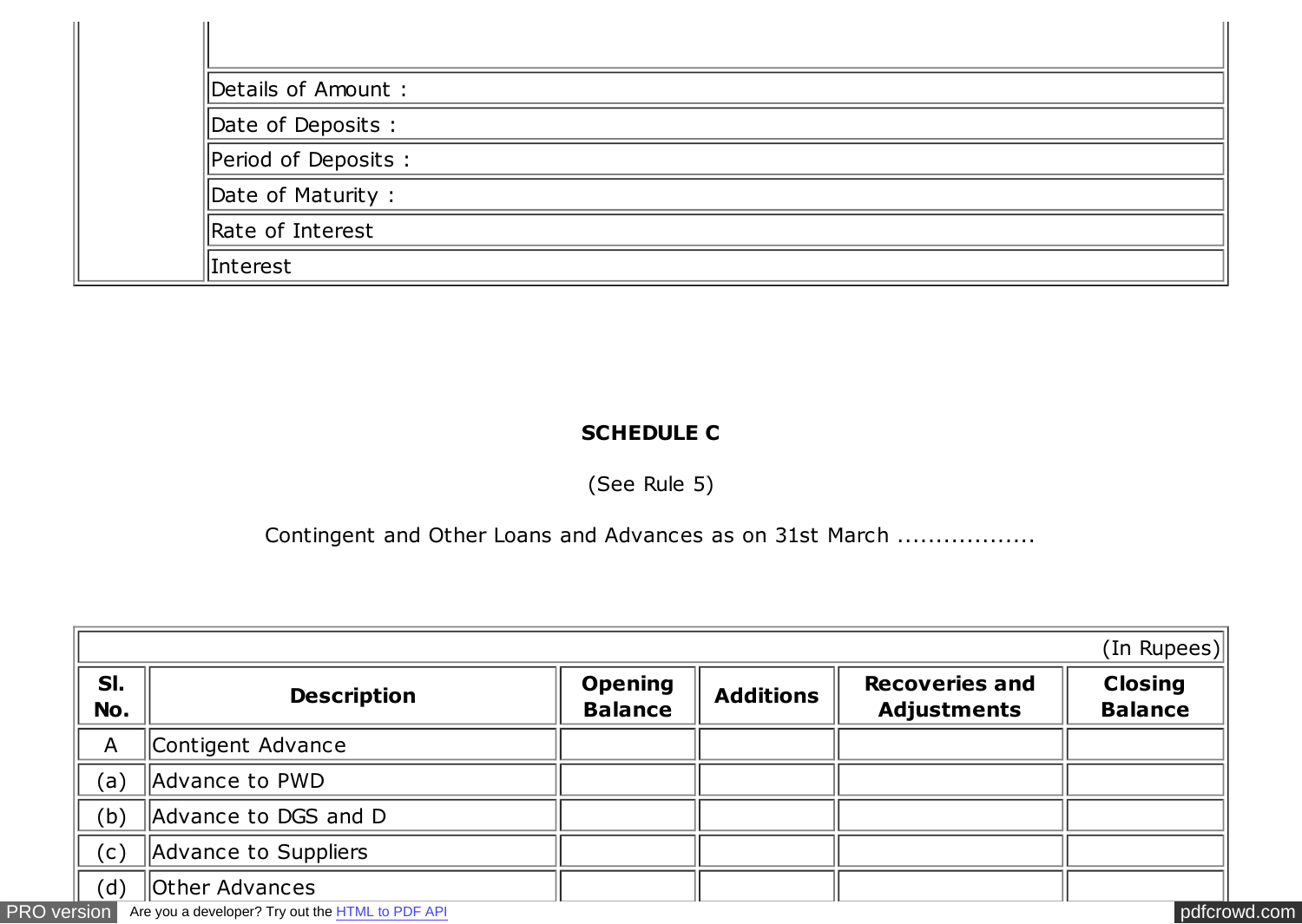| | |
|---|---|
| | |
| | Details of Amount : |
| | Date of Deposits : |
| | Period of Deposits : |
| | Date of Maturity : |
| | Rate of Interest |
| | Interest |

**SCHEDULE C**

(See Rule 5)

Contingent and Other Loans and Advances as on 31st March .................

(In Rupees)

| Sl. No. | Description | Opening Balance | Additions | Recoveries and Adjustments | Closing Balance |
|---|---|---|---|---|---|
| A | Contigent Advance | | | | |
| (a) | Advance to PWD | | | | |
| (b) | Advance to DGS and D | | | | |
| (c) | Advance to Suppliers | | | | |
| (d) | Other Advances | | | | |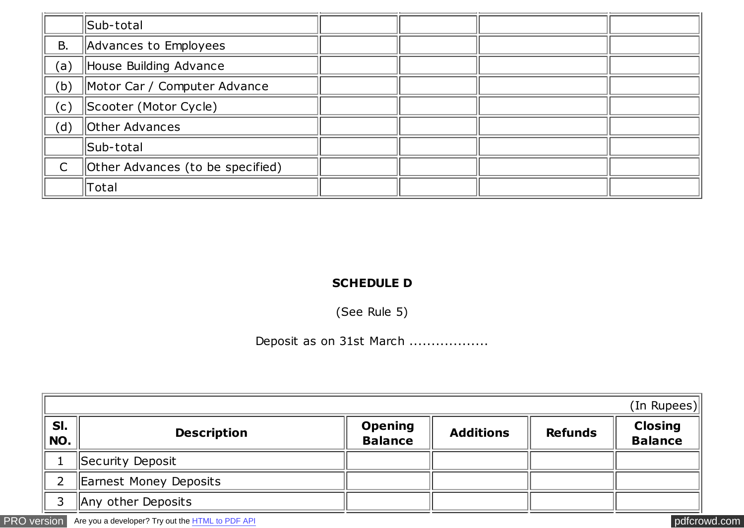| | | | | | |
|---|---|---|---|---|---|
| | Sub-total | | | | |
| B. | Advances to Employees | | | | |
| (a) | House Building Advance | | | | |
| (b) | Motor Car / Computer Advance | | | | |
| (c) | Scooter (Motor Cycle) | | | | |
| (d) | Other Advances | | | | |
| | Sub-total | | | | |
| C | Other Advances (to be specified) | | | | |
| | Total | | | | |

**SCHEDULE D**

(See Rule 5)

Deposit as on 31st March .................

| | | | | | (In Rupees) |
|---|---|---|---|---|---|
| **Sl. NO.** | **Description** | **Opening Balance** | **Additions** | **Refunds** | **Closing Balance** |
| 1 | Security Deposit | | | | |
| 2 | Earnest Money Deposits | | | | |
| 3 | Any other Deposits | | | | |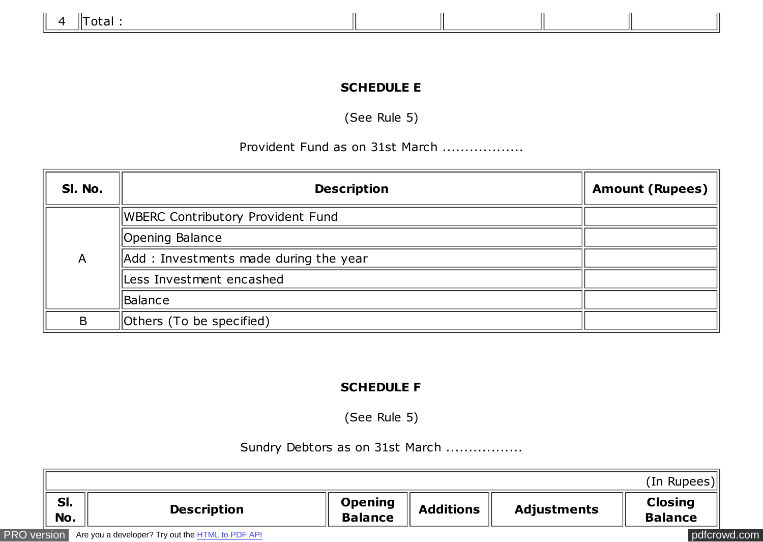| 4 | Total : | | | | |
|---|---|---|---|---|---|

**SCHEDULE E**

(See Rule 5)

Provident Fund as on 31st March ..................

| Sl. No. | Description | Amount (Rupees) |
|---|---|---|
| A | WBERC Contributory Provident Fund | |
| | Opening Balance | |
| | Add : Investments made during the year | |
| | Less Investment encashed | |
| | Balance | |
| B | Others (To be specified) | |

**SCHEDULE F**

(See Rule 5)

Sundry Debtors as on 31st March .................

| (In Rupees) | | | | | |
|---|---|---|---|---|---|
| Sl. No. | Description | Opening Balance | Additions | Adjustments | Closing Balance |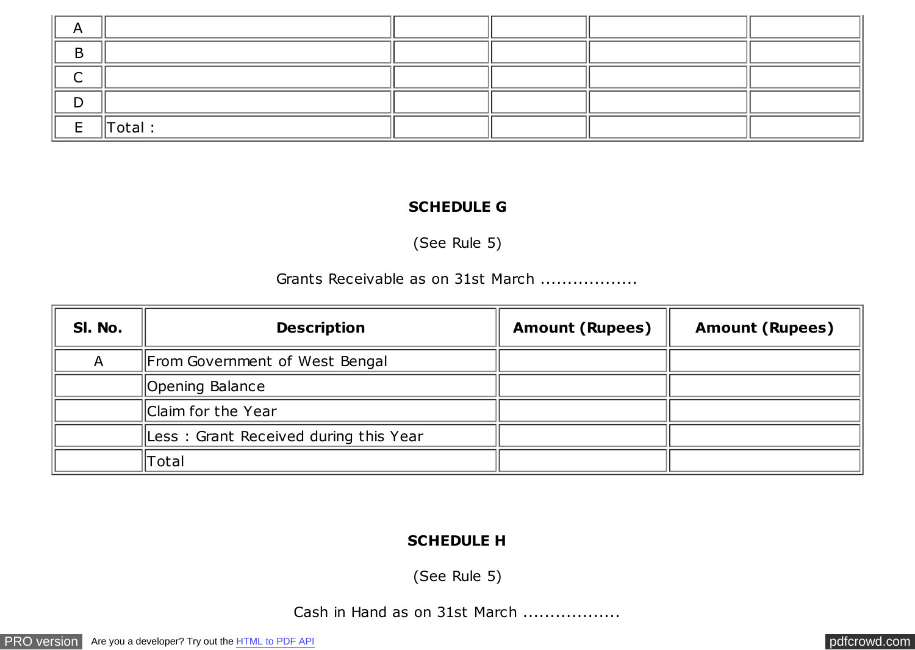| | | | | | |
|---|---|---|---|---|---|
| A | | | | | |
| B | | | | | |
| C | | | | | |
| D | | | | | |
| E | Total : | | | | |

**SCHEDULE G**

(See Rule 5)

Grants Receivable as on 31st March .................

| Sl. No. | Description | Amount (Rupees) | Amount (Rupees) |
|---|---|---|---|
| A | From Government of West Bengal | | |
| | Opening Balance | | |
| | Claim for the Year | | |
| | Less : Grant Received during this Year | | |
| | Total | | |

**SCHEDULE H**

(See Rule 5)

Cash in Hand as on 31st March .................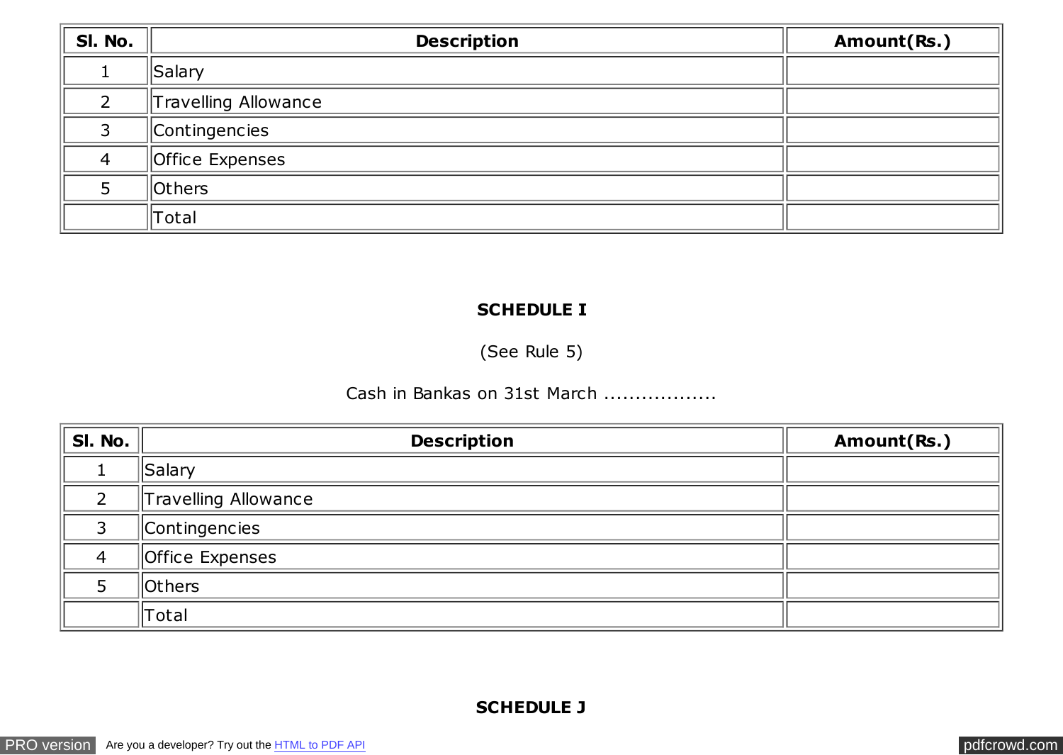| Sl. No. | Description | Amount(Rs.) |
|---|---|---|
| 1 | Salary | |
| 2 | Travelling Allowance | |
| 3 | Contingencies | |
| 4 | Office Expenses | |
| 5 | Others | |
| | Total | |

**SCHEDULE I**

(See Rule 5)

Cash in Bankas on 31st March .................

| Sl. No. | Description | Amount(Rs.) |
|---|---|---|
| 1 | Salary | |
| 2 | Travelling Allowance | |
| 3 | Contingencies | |
| 4 | Office Expenses | |
| 5 | Others | |
| | Total | |

**SCHEDULE J**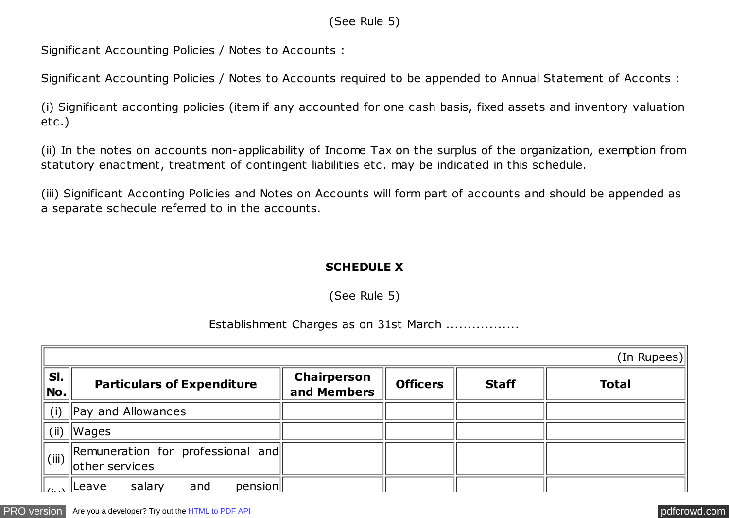(See Rule 5)

Significant Accounting Policies / Notes to Accounts :

Significant Accounting Policies / Notes to Accounts required to be appended to Annual Statement of Acconts :

(i) Significant acconting policies (item if any accounted for one cash basis, fixed assets and inventory valuation etc.)

(ii) In the notes on accounts non-applicability of Income Tax on the surplus of the organization, exemption from statutory enactment, treatment of contingent liabilities etc. may be indicated in this schedule.

(iii) Significant Acconting Policies and Notes on Accounts will form part of accounts and should be appended as a separate schedule referred to in the accounts.

## SCHEDULE X

(See Rule 5)

Establishment Charges as on 31st March .................

| | | | | | (In Rupees) |
|---|---|---|---|---|---|
| **Sl. No.** | **Particulars of Expenditure** | **Chairperson and Members** | **Officers** | **Staff** | **Total** |
| (i) | Pay and Allowances | | | | |
| (ii) | Wages | | | | |
| (iii) | Remuneration for professional and other services | | | | |
| (iv) | Leave salary and pension | | | | |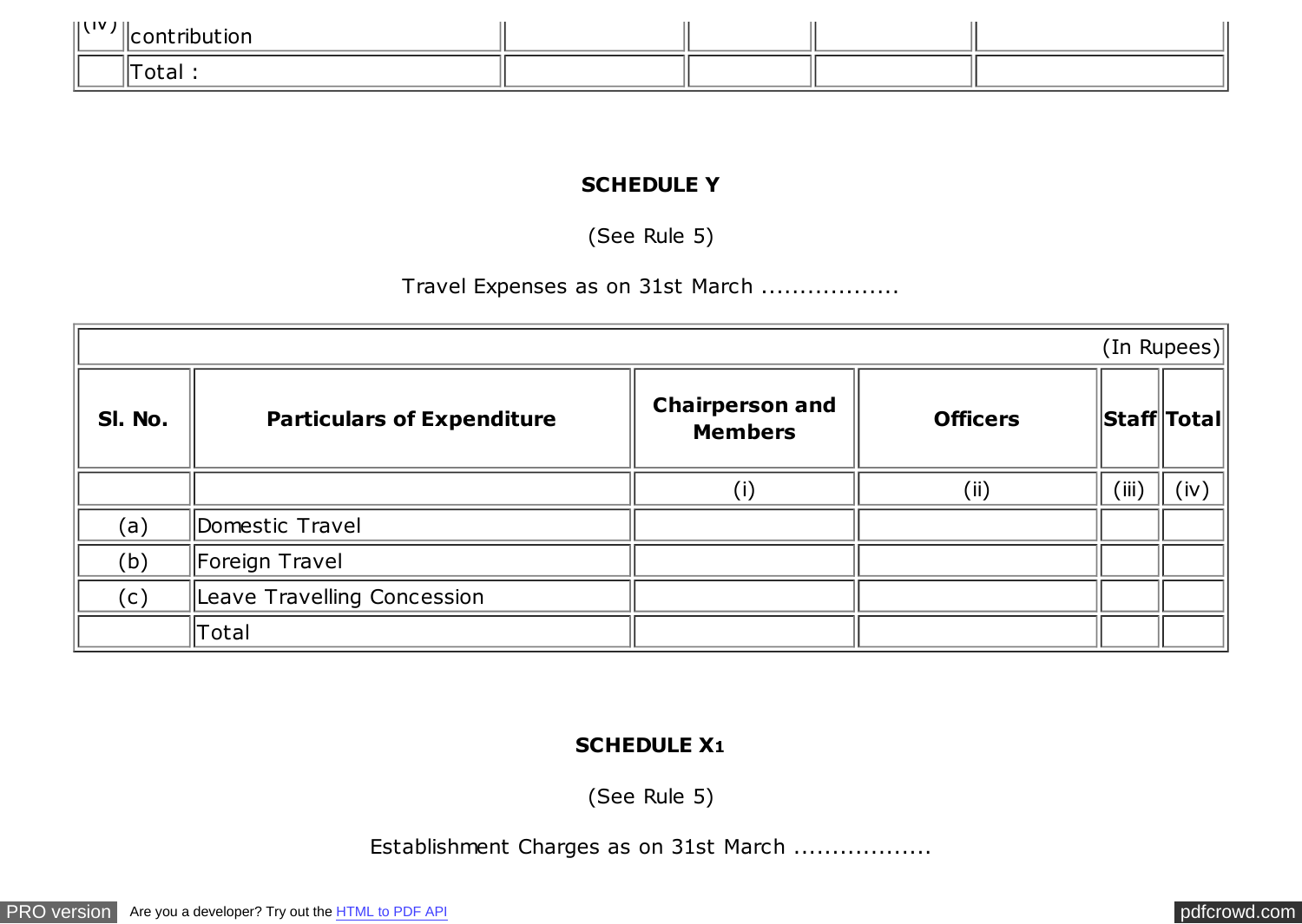| (iv) | contribution | | | | |
|---|---|---|---|---|---|
| | Total : | | | | |

**SCHEDULE Y**

(See Rule 5)

Travel Expenses as on 31st March .................

| (In Rupees) | | | | | |
|---|---|---|---|---|---|
| **Sl. No.** | **Particulars of Expenditure** | **Chairperson and Members** | **Officers** | **Staff** | **Total** |
| | | (i) | (ii) | (iii) | (iv) |
| (a) | Domestic Travel | | | | |
| (b) | Foreign Travel | | | | |
| (c) | Leave Travelling Concession | | | | |
| | Total | | | | |

**SCHEDULE X1**

(See Rule 5)

Establishment Charges as on 31st March .................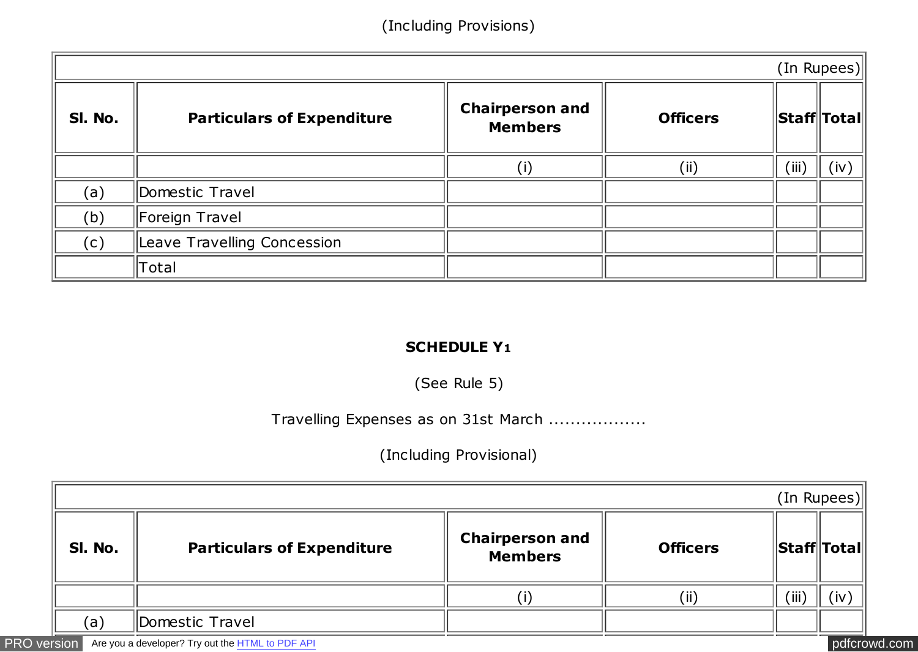(Including Provisions)

| (In Rupees) | | | | | |
|---|---|---|---|---|---|
| **Sl. No.** | **Particulars of Expenditure** | **Chairperson and Members** | **Officers** | **Staff** | **Total** |
| | | (i) | (ii) | (iii) | (iv) |
| (a) | Domestic Travel | | | | |
| (b) | Foreign Travel | | | | |
| (c) | Leave Travelling Concession | | | | |
| | Total | | | | |

**SCHEDULE Y1**

(See Rule 5)

Travelling Expenses as on 31st March ..................

(Including Provisional)

| (In Rupees) | | | | | |
|---|---|---|---|---|---|
| **Sl. No.** | **Particulars of Expenditure** | **Chairperson and Members** | **Officers** | **Staff** | **Total** |
| | | (i) | (ii) | (iii) | (iv) |
| (a) | Domestic Travel | | | | |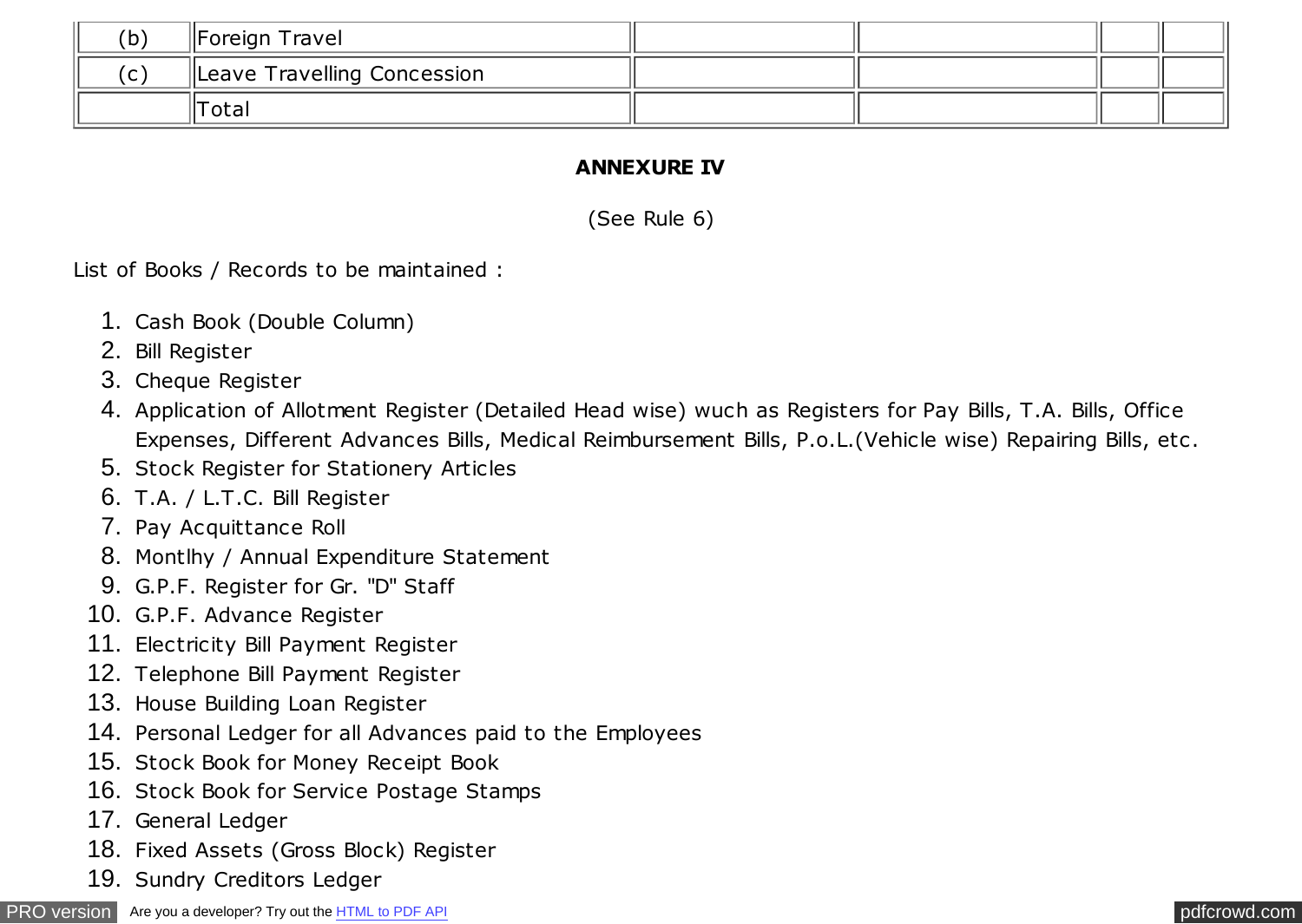| | | | | | |
|---|---|---|---|---|---|
| (b) | Foreign Travel | | | | |
| (c) | Leave Travelling Concession | | | | |
| | Total | | | | |

**ANNEXURE IV**

(See Rule 6)

List of Books / Records to be maintained :

1. Cash Book (Double Column)
2. Bill Register
3. Cheque Register
4. Application of Allotment Register (Detailed Head wise) wuch as Registers for Pay Bills, T.A. Bills, Office Expenses, Different Advances Bills, Medical Reimbursement Bills, P.o.L.(Vehicle wise) Repairing Bills, etc.
5. Stock Register for Stationery Articles
6. T.A. / L.T.C. Bill Register
7. Pay Acquittance Roll
8. Montlhy / Annual Expenditure Statement
9. G.P.F. Register for Gr. "D" Staff
10. G.P.F. Advance Register
11. Electricity Bill Payment Register
12. Telephone Bill Payment Register
13. House Building Loan Register
14. Personal Ledger for all Advances paid to the Employees
15. Stock Book for Money Receipt Book
16. Stock Book for Service Postage Stamps
17. General Ledger
18. Fixed Assets (Gross Block) Register
19. Sundry Creditors Ledger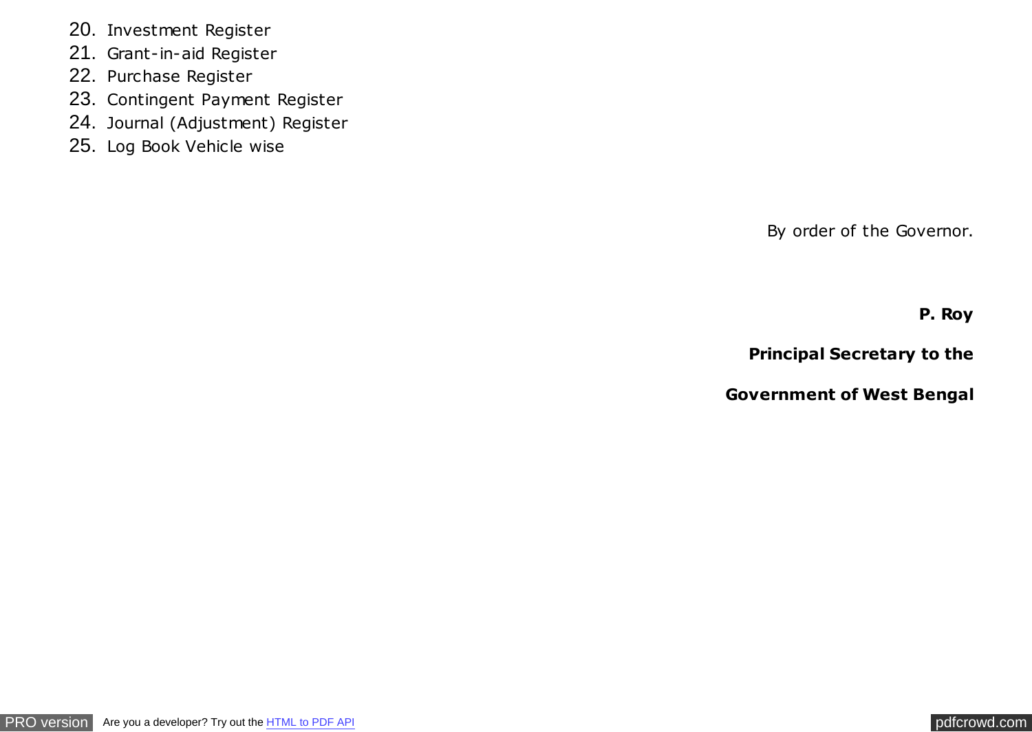20. Investment Register
21. Grant-in-aid Register
22. Purchase Register
23. Contingent Payment Register
24. Journal (Adjustment) Register
25. Log Book Vehicle wise

By order of the Governor.

**P. Roy**

**Principal Secretary to the**

**Government of West Bengal**